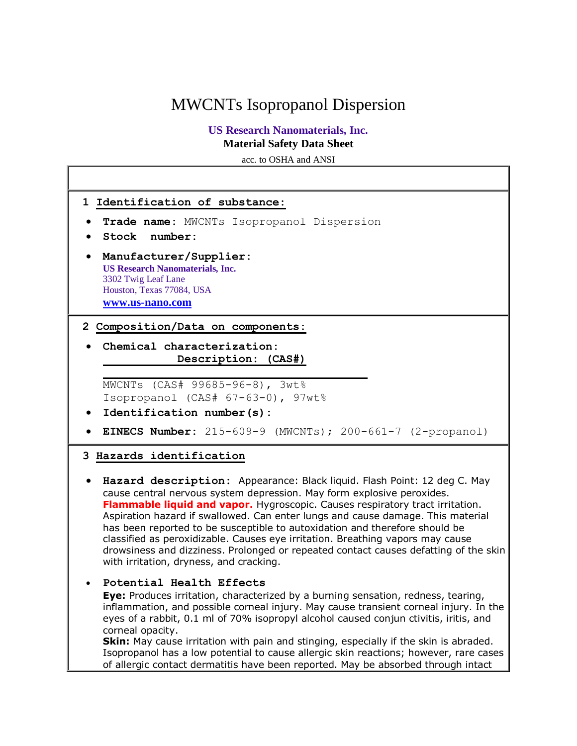# MWCNTs Isopropanol Dispersion

**US Research Nanomaterials, Inc.**

**Material Safety Data Sheet**

acc. to OSHA and ANSI

## 1 Identification of substance:

- **Trade name:** MWCNTs Isopropanol Dispersion
- **Stock number:**
- **Manufacturer/Supplier:**
  **US Research Nanomaterials, Inc.**
  3302 Twig Leaf Lane
  Houston, Texas 77084, USA
  **www.us-nano.com**

## 2 Composition/Data on components:

- **Chemical characterization:**
  **Description: (CAS#)**

  MWCNTs (CAS# 99685-96-8), 3wt%
  Isopropanol (CAS# 67-63-0), 97wt%
- **Identification number(s):**
- **EINECS Number:** 215-609-9 (MWCNTs); 200-661-7 (2-propanol)

## 3 Hazards identification

- **Hazard description:** Appearance: Black liquid. Flash Point: 12 deg C. May cause central nervous system depression. May form explosive peroxides. **Flammable liquid and vapor.** Hygroscopic. Causes respiratory tract irritation. Aspiration hazard if swallowed. Can enter lungs and cause damage. This material has been reported to be susceptible to autoxidation and therefore should be classified as peroxidizable. Causes eye irritation. Breathing vapors may cause drowsiness and dizziness. Prolonged or repeated contact causes defatting of the skin with irritation, dryness, and cracking.

- **Potential Health Effects**
  **Eye:** Produces irritation, characterized by a burning sensation, redness, tearing, inflammation, and possible corneal injury. May cause transient corneal injury. In the eyes of a rabbit, 0.1 ml of 70% isopropyl alcohol caused conjun ctivitis, iritis, and corneal opacity.
  **Skin:** May cause irritation with pain and stinging, especially if the skin is abraded. Isopropanol has a low potential to cause allergic skin reactions; however, rare cases of allergic contact dermatitis have been reported. May be absorbed through intact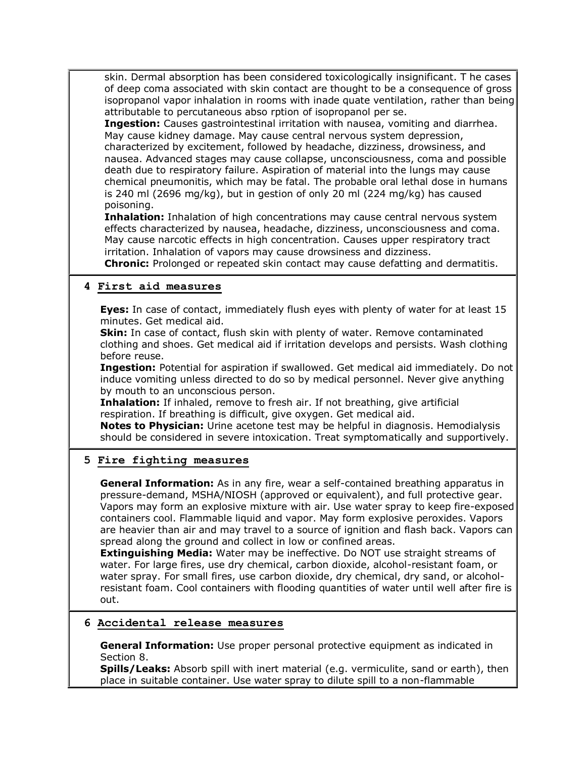skin. Dermal absorption has been considered toxicologically insignificant. T he cases of deep coma associated with skin contact are thought to be a consequence of gross isopropanol vapor inhalation in rooms with inade quate ventilation, rather than being attributable to percutaneous abso rption of isopropanol per se.

**Ingestion:** Causes gastrointestinal irritation with nausea, vomiting and diarrhea. May cause kidney damage. May cause central nervous system depression, characterized by excitement, followed by headache, dizziness, drowsiness, and nausea. Advanced stages may cause collapse, unconsciousness, coma and possible death due to respiratory failure. Aspiration of material into the lungs may cause chemical pneumonitis, which may be fatal. The probable oral lethal dose in humans is 240 ml (2696 mg/kg), but in gestion of only 20 ml (224 mg/kg) has caused poisoning.

**Inhalation:** Inhalation of high concentrations may cause central nervous system effects characterized by nausea, headache, dizziness, unconsciousness and coma. May cause narcotic effects in high concentration. Causes upper respiratory tract irritation. Inhalation of vapors may cause drowsiness and dizziness.

**Chronic:** Prolonged or repeated skin contact may cause defatting and dermatitis.

## 4 First aid measures

**Eyes:** In case of contact, immediately flush eyes with plenty of water for at least 15 minutes. Get medical aid.

**Skin:** In case of contact, flush skin with plenty of water. Remove contaminated clothing and shoes. Get medical aid if irritation develops and persists. Wash clothing before reuse.

**Ingestion:** Potential for aspiration if swallowed. Get medical aid immediately. Do not induce vomiting unless directed to do so by medical personnel. Never give anything by mouth to an unconscious person.

**Inhalation:** If inhaled, remove to fresh air. If not breathing, give artificial respiration. If breathing is difficult, give oxygen. Get medical aid.

**Notes to Physician:** Urine acetone test may be helpful in diagnosis. Hemodialysis should be considered in severe intoxication. Treat symptomatically and supportively.

## 5 Fire fighting measures

**General Information:** As in any fire, wear a self-contained breathing apparatus in pressure-demand, MSHA/NIOSH (approved or equivalent), and full protective gear. Vapors may form an explosive mixture with air. Use water spray to keep fire-exposed containers cool. Flammable liquid and vapor. May form explosive peroxides. Vapors are heavier than air and may travel to a source of ignition and flash back. Vapors can spread along the ground and collect in low or confined areas.

**Extinguishing Media:** Water may be ineffective. Do NOT use straight streams of water. For large fires, use dry chemical, carbon dioxide, alcohol-resistant foam, or water spray. For small fires, use carbon dioxide, dry chemical, dry sand, or alcohol-resistant foam. Cool containers with flooding quantities of water until well after fire is out.

## 6 Accidental release measures

**General Information:** Use proper personal protective equipment as indicated in Section 8.

**Spills/Leaks:** Absorb spill with inert material (e.g. vermiculite, sand or earth), then place in suitable container. Use water spray to dilute spill to a non-flammable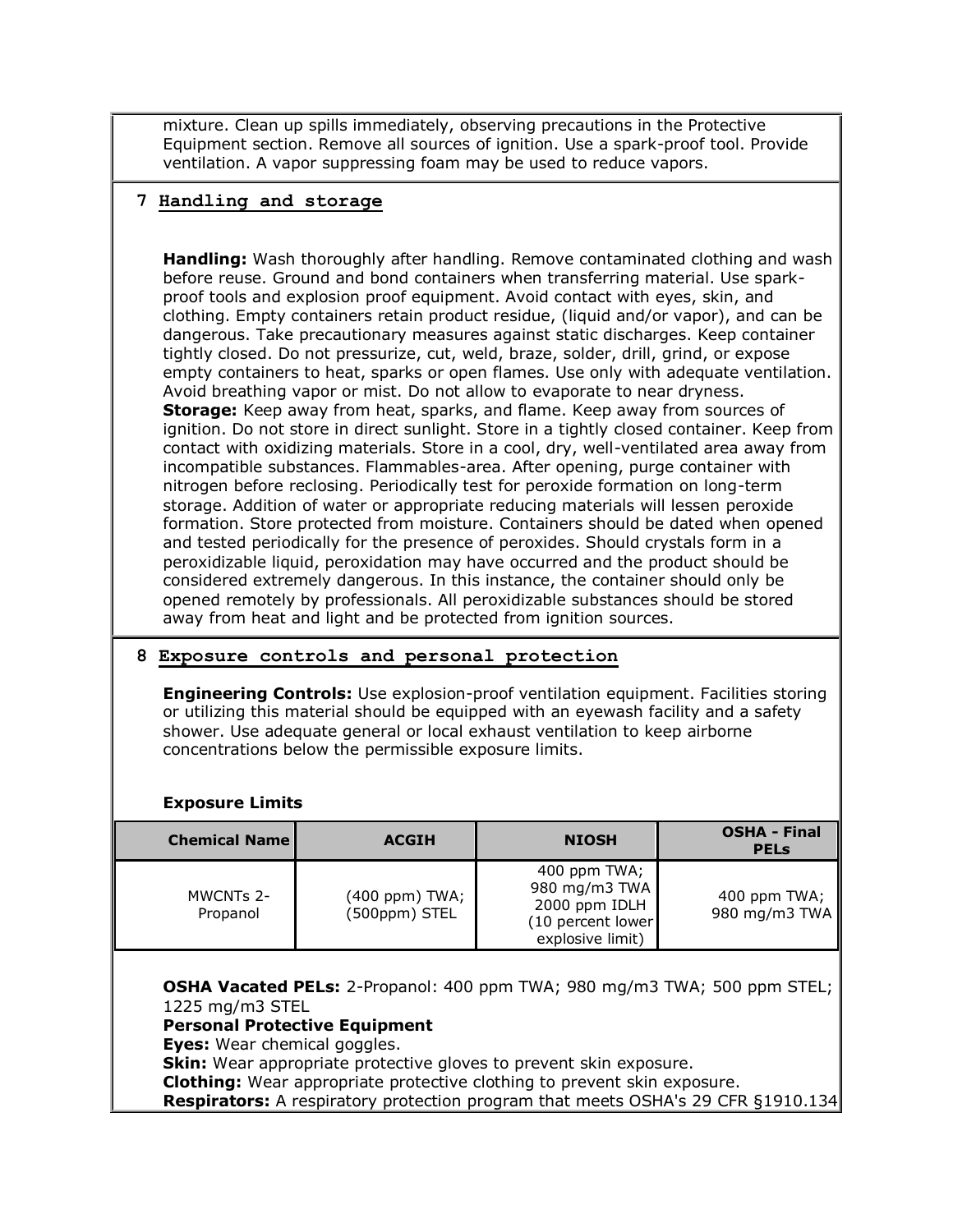mixture. Clean up spills immediately, observing precautions in the Protective Equipment section. Remove all sources of ignition. Use a spark-proof tool. Provide ventilation. A vapor suppressing foam may be used to reduce vapors.

## 7 Handling and storage

**Handling:** Wash thoroughly after handling. Remove contaminated clothing and wash before reuse. Ground and bond containers when transferring material. Use spark-proof tools and explosion proof equipment. Avoid contact with eyes, skin, and clothing. Empty containers retain product residue, (liquid and/or vapor), and can be dangerous. Take precautionary measures against static discharges. Keep container tightly closed. Do not pressurize, cut, weld, braze, solder, drill, grind, or expose empty containers to heat, sparks or open flames. Use only with adequate ventilation. Avoid breathing vapor or mist. Do not allow to evaporate to near dryness.
**Storage:** Keep away from heat, sparks, and flame. Keep away from sources of ignition. Do not store in direct sunlight. Store in a tightly closed container. Keep from contact with oxidizing materials. Store in a cool, dry, well-ventilated area away from incompatible substances. Flammables-area. After opening, purge container with nitrogen before reclosing. Periodically test for peroxide formation on long-term storage. Addition of water or appropriate reducing materials will lessen peroxide formation. Store protected from moisture. Containers should be dated when opened and tested periodically for the presence of peroxides. Should crystals form in a peroxidizable liquid, peroxidation may have occurred and the product should be considered extremely dangerous. In this instance, the container should only be opened remotely by professionals. All peroxidizable substances should be stored away from heat and light and be protected from ignition sources.

## 8 Exposure controls and personal protection

**Engineering Controls:** Use explosion-proof ventilation equipment. Facilities storing or utilizing this material should be equipped with an eyewash facility and a safety shower. Use adequate general or local exhaust ventilation to keep airborne concentrations below the permissible exposure limits.

**Exposure Limits**

| Chemical Name | ACGIH | NIOSH | OSHA - Final PELs |
|---|---|---|---|
| MWCNTs 2-Propanol | (400 ppm) TWA; (500ppm) STEL | 400 ppm TWA; 980 mg/m3 TWA 2000 ppm IDLH (10 percent lower explosive limit) | 400 ppm TWA; 980 mg/m3 TWA |

**OSHA Vacated PELs:** 2-Propanol: 400 ppm TWA; 980 mg/m3 TWA; 500 ppm STEL; 1225 mg/m3 STEL
**Personal Protective Equipment**
**Eyes:** Wear chemical goggles.
**Skin:** Wear appropriate protective gloves to prevent skin exposure.
**Clothing:** Wear appropriate protective clothing to prevent skin exposure.
**Respirators:** A respiratory protection program that meets OSHA's 29 CFR §1910.134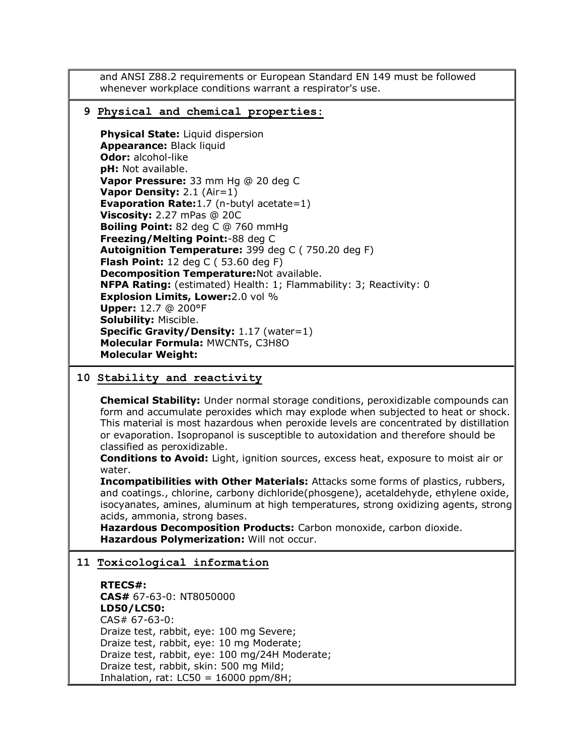and ANSI Z88.2 requirements or European Standard EN 149 must be followed whenever workplace conditions warrant a respirator's use.

## 9 Physical and chemical properties:

**Physical State:** Liquid dispersion
**Appearance:** Black liquid
**Odor:** alcohol-like
**pH:** Not available.
**Vapor Pressure:** 33 mm Hg @ 20 deg C
**Vapor Density:** 2.1 (Air=1)
**Evaporation Rate:**1.7 (n-butyl acetate=1)
**Viscosity:** 2.27 mPas @ 20C
**Boiling Point:** 82 deg C @ 760 mmHg
**Freezing/Melting Point:**-88 deg C
**Autoignition Temperature:** 399 deg C ( 750.20 deg F)
**Flash Point:** 12 deg C ( 53.60 deg F)
**Decomposition Temperature:**Not available.
**NFPA Rating:** (estimated) Health: 1; Flammability: 3; Reactivity: 0
**Explosion Limits, Lower:**2.0 vol %
**Upper:** 12.7 @ 200°F
**Solubility:** Miscible.
**Specific Gravity/Density:** 1.17 (water=1)
**Molecular Formula:** MWCNTs, $C_3H_8O$
**Molecular Weight:**

## 10 Stability and reactivity

**Chemical Stability:** Under normal storage conditions, peroxidizable compounds can form and accumulate peroxides which may explode when subjected to heat or shock. This material is most hazardous when peroxide levels are concentrated by distillation or evaporation. Isopropanol is susceptible to autoxidation and therefore should be classified as peroxidizable.
**Conditions to Avoid:** Light, ignition sources, excess heat, exposure to moist air or water.
**Incompatibilities with Other Materials:** Attacks some forms of plastics, rubbers, and coatings., chlorine, carbony dichloride(phosgene), acetaldehyde, ethylene oxide, isocyanates, amines, aluminum at high temperatures, strong oxidizing agents, strong acids, ammonia, strong bases.
**Hazardous Decomposition Products:** Carbon monoxide, carbon dioxide.
**Hazardous Polymerization:** Will not occur.

## 11 Toxicological information

**RTECS#:**
**CAS#** 67-63-0: NT8050000
**LD50/LC50:**
CAS# 67-63-0:
Draize test, rabbit, eye: 100 mg Severe;
Draize test, rabbit, eye: 10 mg Moderate;
Draize test, rabbit, eye: 100 mg/24H Moderate;
Draize test, rabbit, skin: 500 mg Mild;
Inhalation, rat: LC50 = 16000 ppm/8H;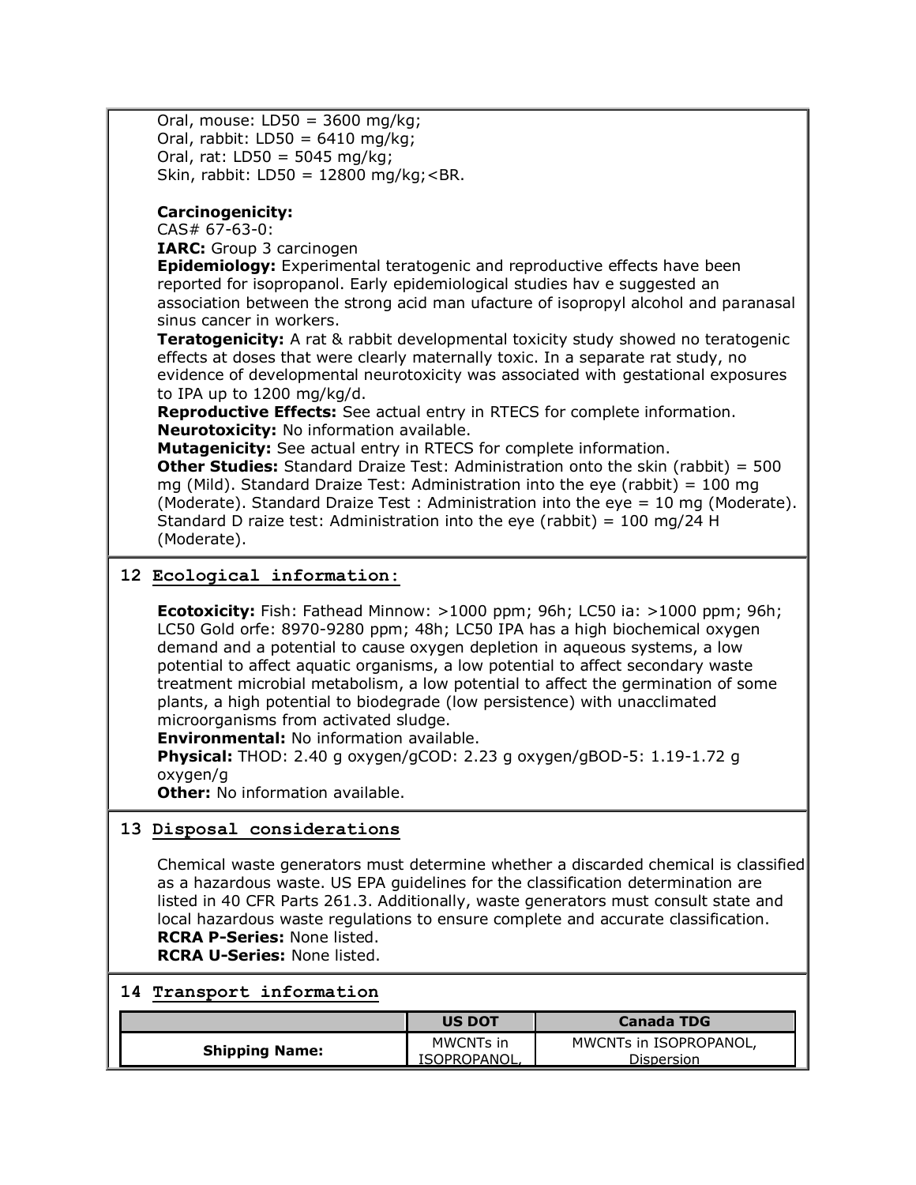Oral, mouse: LD50 = 3600 mg/kg;
Oral, rabbit: LD50 = 6410 mg/kg;
Oral, rat: LD50 = 5045 mg/kg;
Skin, rabbit: LD50 = 12800 mg/kg;<BR.

**Carcinogenicity:**
CAS# 67-63-0:
**IARC:** Group 3 carcinogen
**Epidemiology:** Experimental teratogenic and reproductive effects have been reported for isopropanol. Early epidemiological studies hav e suggested an association between the strong acid man ufacture of isopropyl alcohol and paranasal sinus cancer in workers.
**Teratogenicity:** A rat & rabbit developmental toxicity study showed no teratogenic effects at doses that were clearly maternally toxic. In a separate rat study, no evidence of developmental neurotoxicity was associated with gestational exposures to IPA up to 1200 mg/kg/d.
**Reproductive Effects:** See actual entry in RTECS for complete information.
**Neurotoxicity:** No information available.
**Mutagenicity:** See actual entry in RTECS for complete information.
**Other Studies:** Standard Draize Test: Administration onto the skin (rabbit) = 500 mg (Mild). Standard Draize Test: Administration into the eye (rabbit) = 100 mg (Moderate). Standard Draize Test : Administration into the eye = 10 mg (Moderate). Standard D raize test: Administration into the eye (rabbit) = 100 mg/24 H (Moderate).

## 12 Ecological information:

**Ecotoxicity:** Fish: Fathead Minnow: >1000 ppm; 96h; LC50 ia: >1000 ppm; 96h; LC50 Gold orfe: 8970-9280 ppm; 48h; LC50 IPA has a high biochemical oxygen demand and a potential to cause oxygen depletion in aqueous systems, a low potential to affect aquatic organisms, a low potential to affect secondary waste treatment microbial metabolism, a low potential to affect the germination of some plants, a high potential to biodegrade (low persistence) with unacclimated microorganisms from activated sludge.
**Environmental:** No information available.
**Physical:** THOD: 2.40 g oxygen/gCOD: 2.23 g oxygen/gBOD-5: 1.19-1.72 g oxygen/g
**Other:** No information available.

## 13 Disposal considerations

Chemical waste generators must determine whether a discarded chemical is classified as a hazardous waste. US EPA guidelines for the classification determination are listed in 40 CFR Parts 261.3. Additionally, waste generators must consult state and local hazardous waste regulations to ensure complete and accurate classification.
**RCRA P-Series:** None listed.
**RCRA U-Series:** None listed.

## 14 Transport information

| | US DOT | Canada TDG |
|---|---|---|
| **Shipping Name:** | MWCNTs in ISOPROPANOL, | MWCNTs in ISOPROPANOL, Dispersion |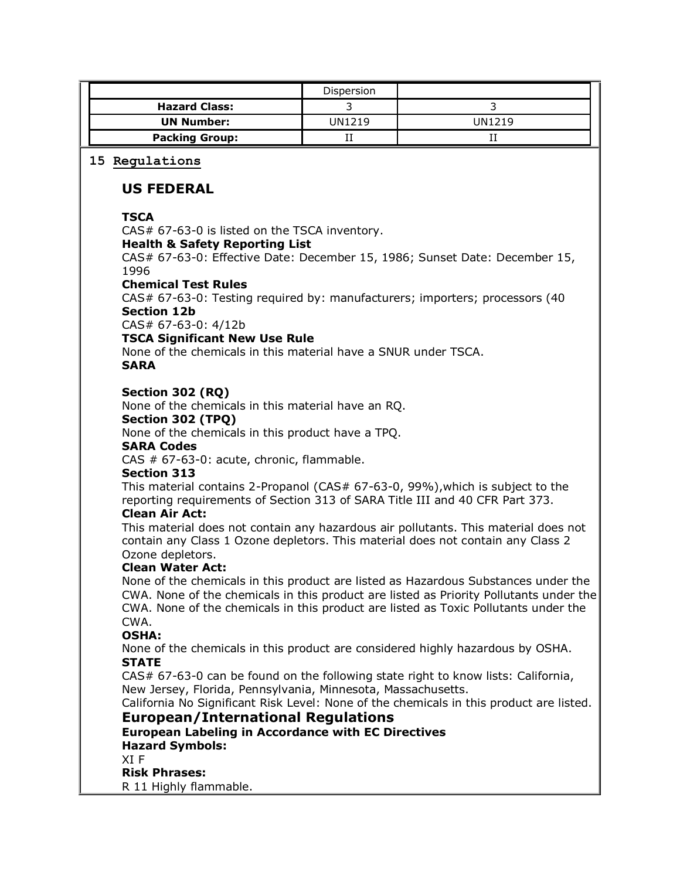| | Dispersion | |
|---|---|---|
| **Hazard Class:** | 3 | 3 |
| **UN Number:** | UN1219 | UN1219 |
| **Packing Group:** | II | II |

## 15 Regulations

### US FEDERAL

**TSCA**
CAS# 67-63-0 is listed on the TSCA inventory.
**Health & Safety Reporting List**
CAS# 67-63-0: Effective Date: December 15, 1986; Sunset Date: December 15, 1996
**Chemical Test Rules**
CAS# 67-63-0: Testing required by: manufacturers; importers; processors (40
**Section 12b**
CAS# 67-63-0: 4/12b
**TSCA Significant New Use Rule**
None of the chemicals in this material have a SNUR under TSCA.
**SARA**

**Section 302 (RQ)**
None of the chemicals in this material have an RQ.
**Section 302 (TPQ)**
None of the chemicals in this product have a TPQ.
**SARA Codes**
CAS # 67-63-0: acute, chronic, flammable.
**Section 313**
This material contains 2-Propanol (CAS# 67-63-0, 99%),which is subject to the reporting requirements of Section 313 of SARA Title III and 40 CFR Part 373.
**Clean Air Act:**
This material does not contain any hazardous air pollutants. This material does not contain any Class 1 Ozone depletors. This material does not contain any Class 2 Ozone depletors.
**Clean Water Act:**
None of the chemicals in this product are listed as Hazardous Substances under the CWA. None of the chemicals in this product are listed as Priority Pollutants under the CWA. None of the chemicals in this product are listed as Toxic Pollutants under the CWA.
**OSHA:**
None of the chemicals in this product are considered highly hazardous by OSHA.
**STATE**
CAS# 67-63-0 can be found on the following state right to know lists: California, New Jersey, Florida, Pennsylvania, Minnesota, Massachusetts.
California No Significant Risk Level: None of the chemicals in this product are listed.

### European/International Regulations

**European Labeling in Accordance with EC Directives**
**Hazard Symbols:**
XI F
**Risk Phrases:**
R 11 Highly flammable.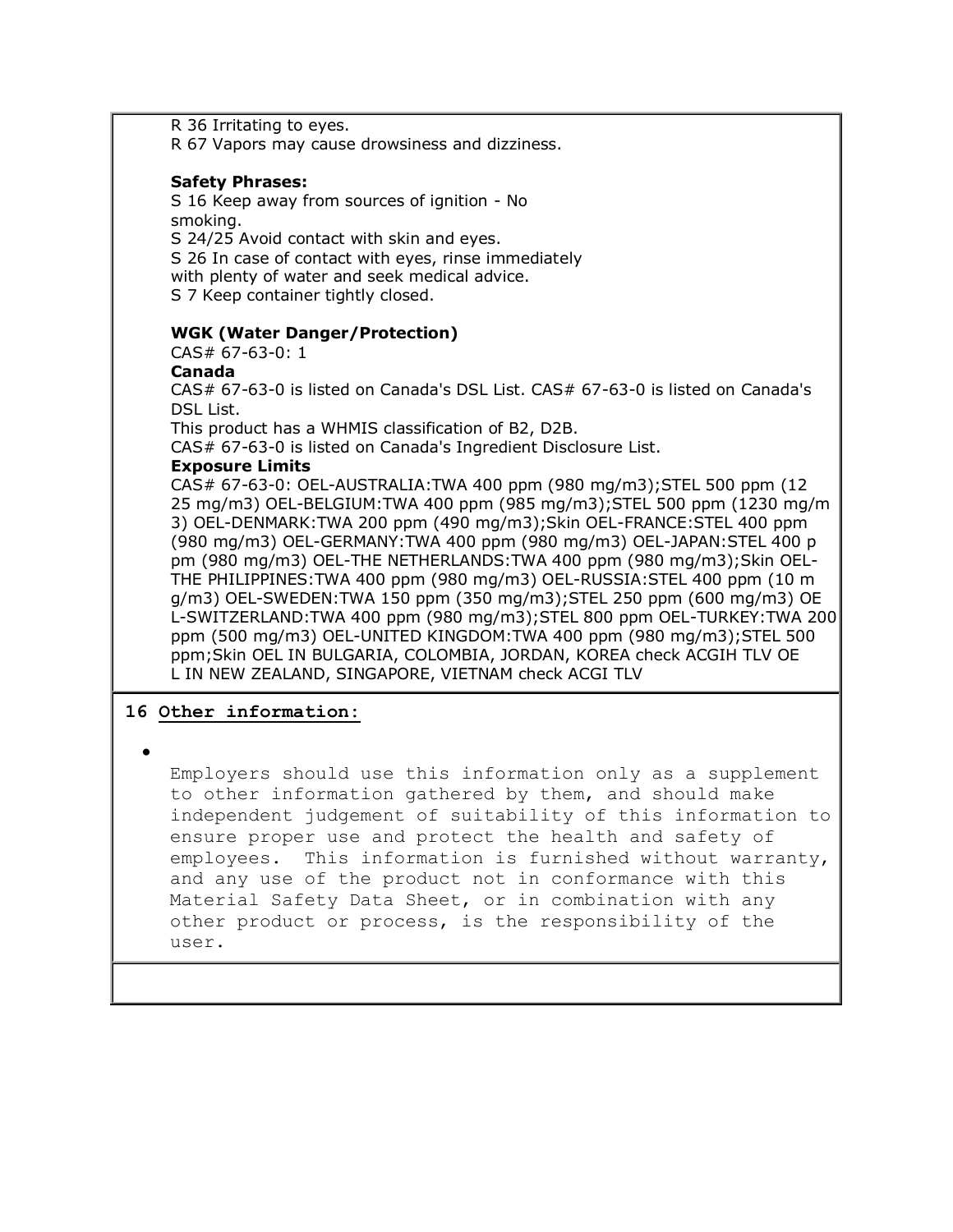R 36 Irritating to eyes.
R 67 Vapors may cause drowsiness and dizziness.

**Safety Phrases:**
S 16 Keep away from sources of ignition - No smoking.
S 24/25 Avoid contact with skin and eyes.
S 26 In case of contact with eyes, rinse immediately with plenty of water and seek medical advice.
S 7 Keep container tightly closed.

**WGK (Water Danger/Protection)**
CAS# 67-63-0: 1
**Canada**
CAS# 67-63-0 is listed on Canada's DSL List. CAS# 67-63-0 is listed on Canada's DSL List.
This product has a WHMIS classification of B2, D2B.
CAS# 67-63-0 is listed on Canada's Ingredient Disclosure List.
**Exposure Limits**
CAS# 67-63-0: OEL-AUSTRALIA:TWA 400 ppm (980 mg/m3);STEL 500 ppm (1225 mg/m3) OEL-BELGIUM:TWA 400 ppm (985 mg/m3);STEL 500 ppm (1230 mg/m3) OEL-DENMARK:TWA 200 ppm (490 mg/m3);Skin OEL-FRANCE:STEL 400 ppm (980 mg/m3) OEL-GERMANY:TWA 400 ppm (980 mg/m3) OEL-JAPAN:STEL 400 ppm (980 mg/m3) OEL-THE NETHERLANDS:TWA 400 ppm (980 mg/m3);Skin OEL-THE PHILIPPINES:TWA 400 ppm (980 mg/m3) OEL-RUSSIA:STEL 400 ppm (10 mg/m3) OEL-SWEDEN:TWA 150 ppm (350 mg/m3);STEL 250 ppm (600 mg/m3) OEL-SWITZERLAND:TWA 400 ppm (980 mg/m3);STEL 800 ppm OEL-TURKEY:TWA 200 ppm (500 mg/m3) OEL-UNITED KINGDOM:TWA 400 ppm (980 mg/m3);STEL 500 ppm;Skin OEL IN BULGARIA, COLOMBIA, JORDAN, KOREA check ACGIH TLV OEL IN NEW ZEALAND, SINGAPORE, VIETNAM check ACGI TLV

## 16 Other information:

- Employers should use this information only as a supplement to other information gathered by them, and should make independent judgement of suitability of this information to ensure proper use and protect the health and safety of employees. This information is furnished without warranty, and any use of the product not in conformance with this Material Safety Data Sheet, or in combination with any other product or process, is the responsibility of the user.